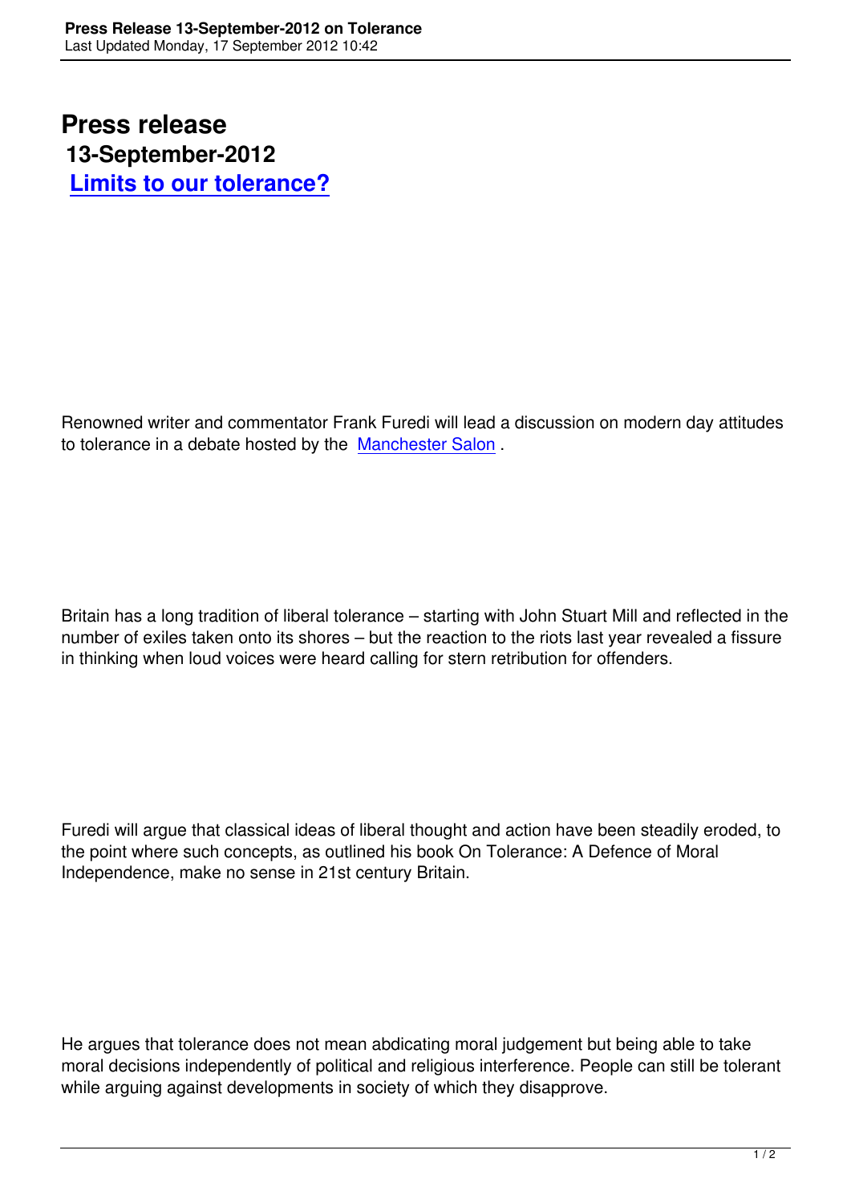# Press release

## 13-September-2012

## [Limits to our tolerance?]

Renowned writer and commentator Frank Furedi will lead a discussion on modern day attitudes to tolerance in a debate hosted by the Manchester Salon .

Britain has a long tradition of liberal tolerance – starting with John Stuart Mill and reflected in the number of exiles taken onto its shores – but the reaction to the riots last year revealed a fissure in thinking when loud voices were heard calling for stern retribution for offenders.

Furedi will argue that classical ideas of liberal thought and action have been steadily eroded, to the point where such concepts, as outlined his book On Tolerance: A Defence of Moral Independence, make no sense in 21st century Britain.

He argues that tolerance does not mean abdicating moral judgement but being able to take moral decisions independently of political and religious interference. People can still be tolerant while arguing against developments in society of which they disapprove.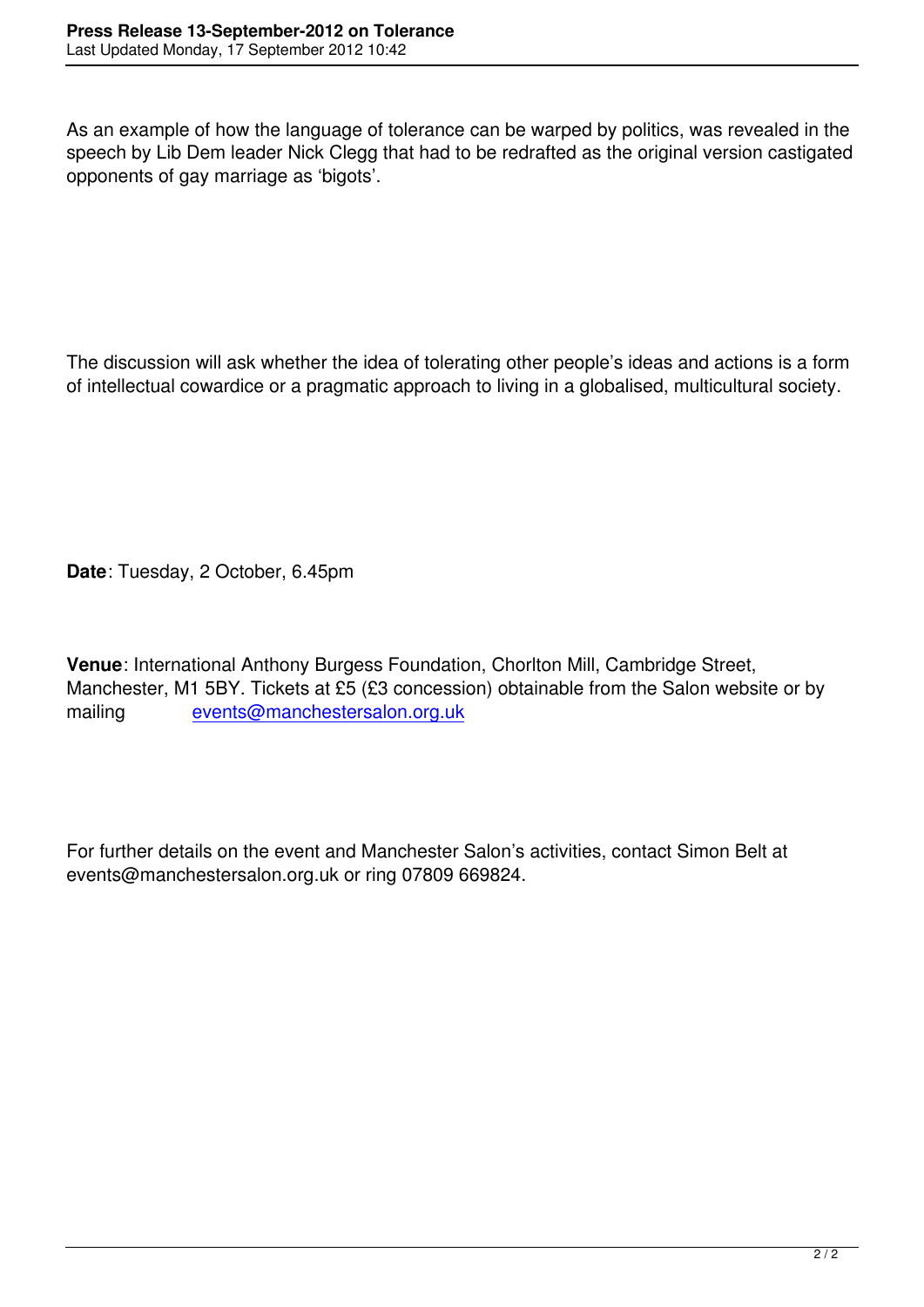As an example of how the language of tolerance can be warped by politics, was revealed in the speech by Lib Dem leader Nick Clegg that had to be redrafted as the original version castigated opponents of gay marriage as 'bigots'.

The discussion will ask whether the idea of tolerating other people's ideas and actions is a form of intellectual cowardice or a pragmatic approach to living in a globalised, multicultural society.

**Date**: Tuesday, 2 October, 6.45pm

**Venue**: International Anthony Burgess Foundation, Chorlton Mill, Cambridge Street, Manchester, M1 5BY. Tickets at £5 (£3 concession) obtainable from the Salon website or by mailing events@manchestersalon.org.uk

For further details on the event and Manchester Salon's activities, contact Simon Belt at events@manchestersalon.org.uk or ring 07809 669824.